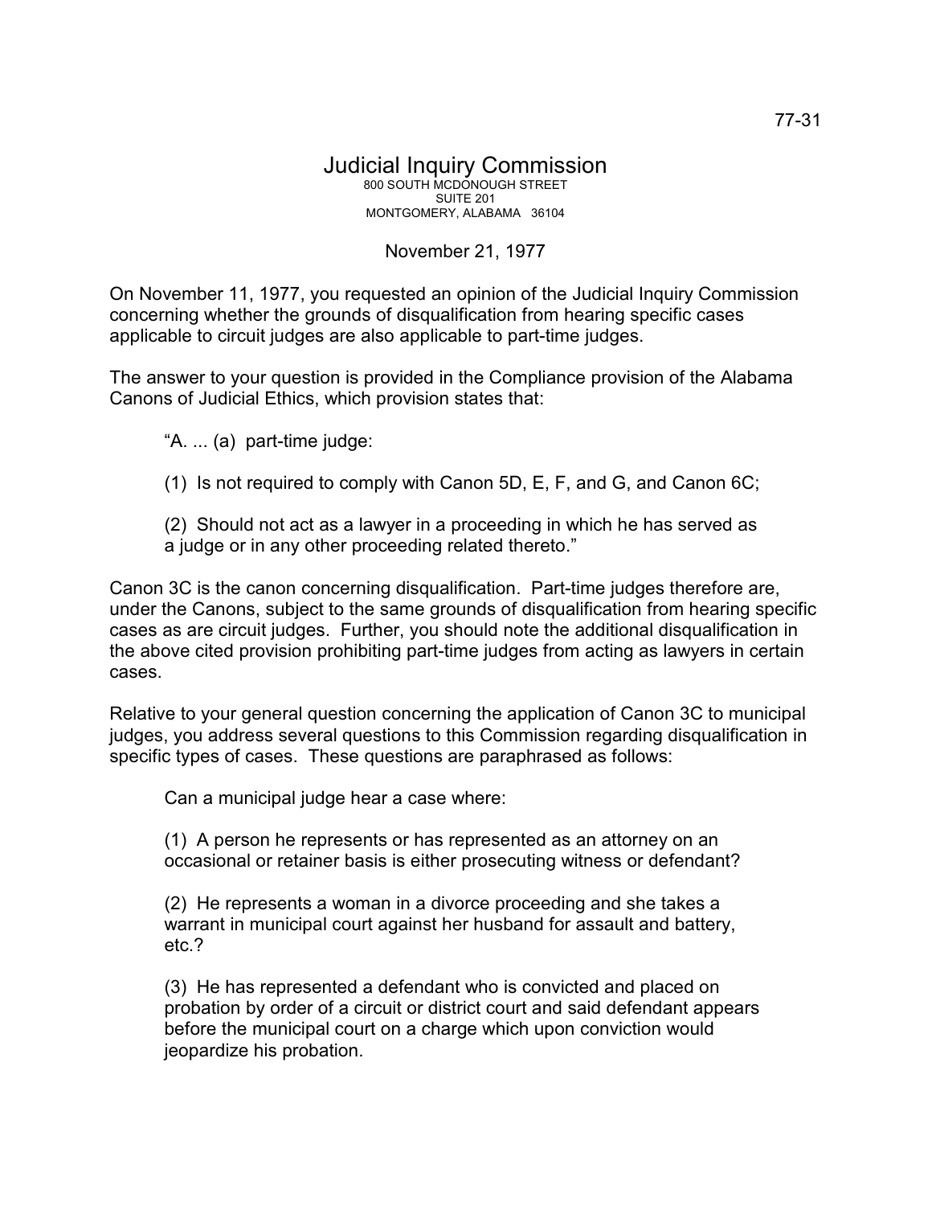77-31

# Judicial Inquiry Commission

800 SOUTH MCDONOUGH STREET
SUITE 201
MONTGOMERY, ALABAMA 36104

November 21, 1977

On November 11, 1977, you requested an opinion of the Judicial Inquiry Commission concerning whether the grounds of disqualification from hearing specific cases applicable to circuit judges are also applicable to part-time judges.

The answer to your question is provided in the Compliance provision of the Alabama Canons of Judicial Ethics, which provision states that:

> "A. ... (a) part-time judge:
>
> (1) Is not required to comply with Canon 5D, E, F, and G, and Canon 6C;
>
> (2) Should not act as a lawyer in a proceeding in which he has served as a judge or in any other proceeding related thereto."

Canon 3C is the canon concerning disqualification. Part-time judges therefore are, under the Canons, subject to the same grounds of disqualification from hearing specific cases as are circuit judges. Further, you should note the additional disqualification in the above cited provision prohibiting part-time judges from acting as lawyers in certain cases.

Relative to your general question concerning the application of Canon 3C to municipal judges, you address several questions to this Commission regarding disqualification in specific types of cases. These questions are paraphrased as follows:

> Can a municipal judge hear a case where:
>
> (1) A person he represents or has represented as an attorney on an occasional or retainer basis is either prosecuting witness or defendant?
>
> (2) He represents a woman in a divorce proceeding and she takes a warrant in municipal court against her husband for assault and battery, etc.?
>
> (3) He has represented a defendant who is convicted and placed on probation by order of a circuit or district court and said defendant appears before the municipal court on a charge which upon conviction would jeopardize his probation.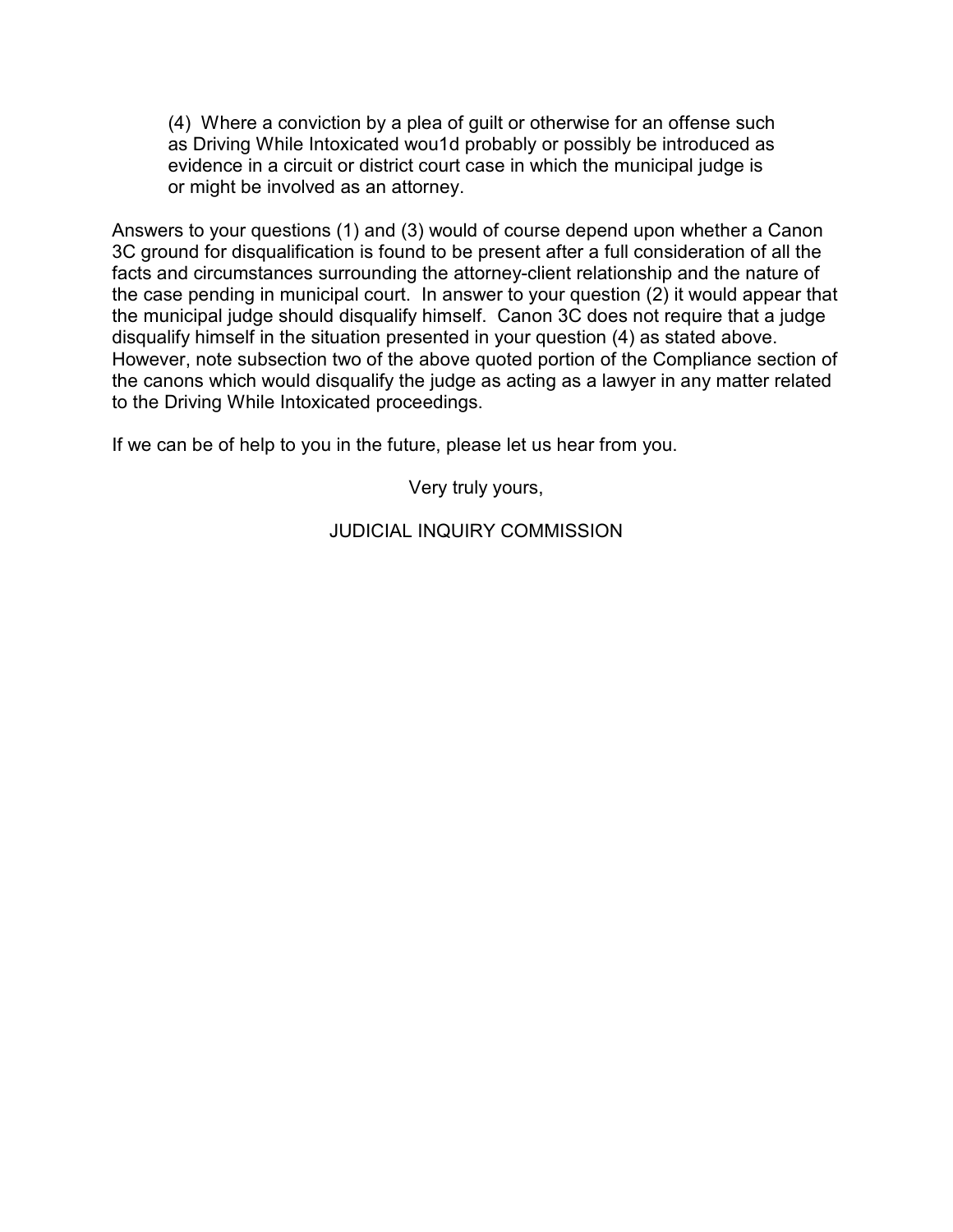(4) Where a conviction by a plea of guilt or otherwise for an offense such as Driving While Intoxicated wou1d probably or possibly be introduced as evidence in a circuit or district court case in which the municipal judge is or might be involved as an attorney.

Answers to your questions (1) and (3) would of course depend upon whether a Canon 3C ground for disqualification is found to be present after a full consideration of all the facts and circumstances surrounding the attorney-client relationship and the nature of the case pending in municipal court. In answer to your question (2) it would appear that the municipal judge should disqualify himself. Canon 3C does not require that a judge disqualify himself in the situation presented in your question (4) as stated above. However, note subsection two of the above quoted portion of the Compliance section of the canons which would disqualify the judge as acting as a lawyer in any matter related to the Driving While Intoxicated proceedings.

If we can be of help to you in the future, please let us hear from you.

Very truly yours,

JUDICIAL INQUIRY COMMISSION